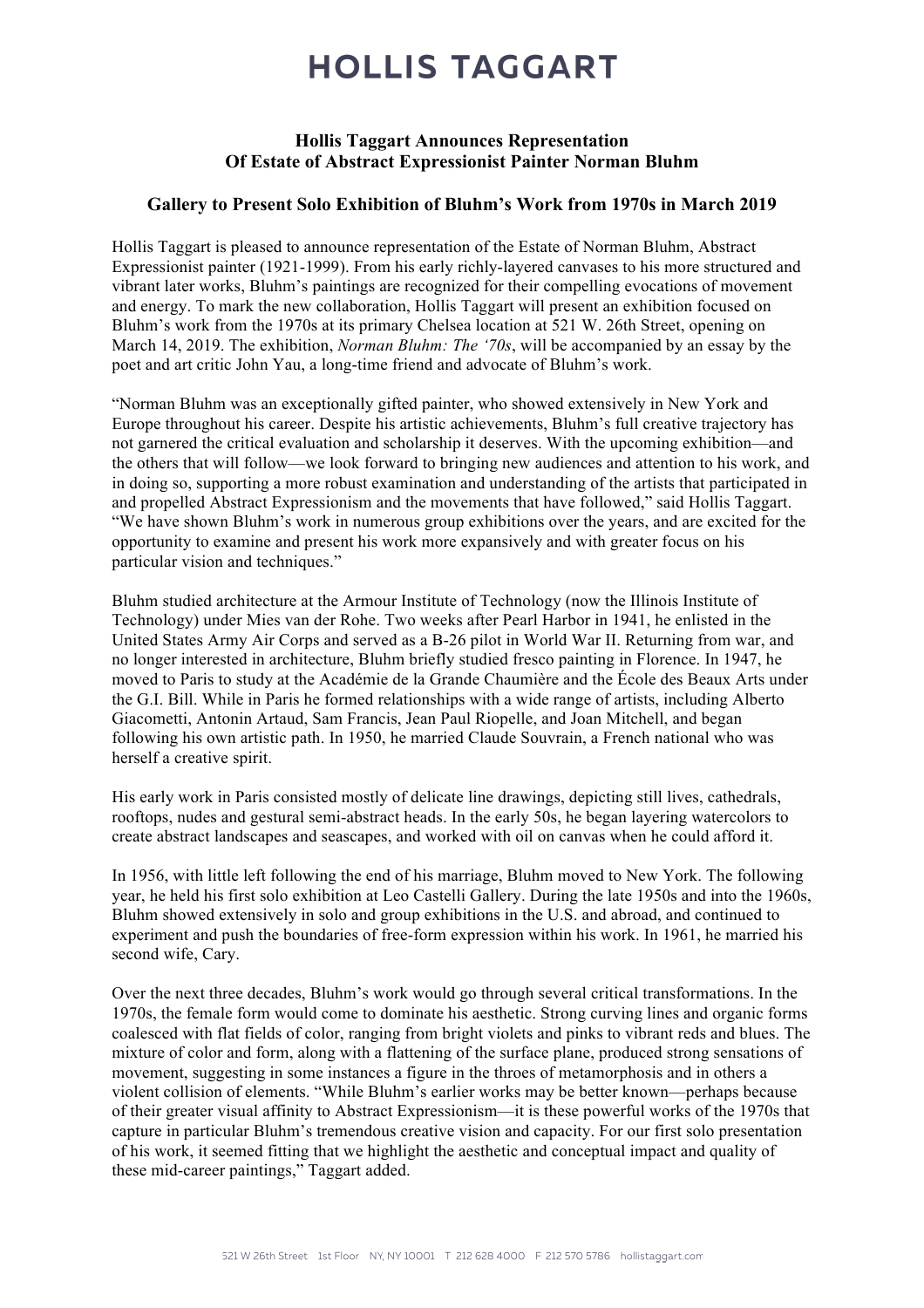# HOLLIS TAGGART

## Hollis Taggart Announces Representation Of Estate of Abstract Expressionist Painter Norman Bluhm

### Gallery to Present Solo Exhibition of Bluhm's Work from 1970s in March 2019

Hollis Taggart is pleased to announce representation of the Estate of Norman Bluhm, Abstract Expressionist painter (1921-1999). From his early richly-layered canvases to his more structured and vibrant later works, Bluhm's paintings are recognized for their compelling evocations of movement and energy. To mark the new collaboration, Hollis Taggart will present an exhibition focused on Bluhm's work from the 1970s at its primary Chelsea location at 521 W. 26th Street, opening on March 14, 2019. The exhibition, *Norman Bluhm: The '70s*, will be accompanied by an essay by the poet and art critic John Yau, a long-time friend and advocate of Bluhm's work.

"Norman Bluhm was an exceptionally gifted painter, who showed extensively in New York and Europe throughout his career. Despite his artistic achievements, Bluhm's full creative trajectory has not garnered the critical evaluation and scholarship it deserves. With the upcoming exhibition—and the others that will follow—we look forward to bringing new audiences and attention to his work, and in doing so, supporting a more robust examination and understanding of the artists that participated in and propelled Abstract Expressionism and the movements that have followed," said Hollis Taggart. "We have shown Bluhm's work in numerous group exhibitions over the years, and are excited for the opportunity to examine and present his work more expansively and with greater focus on his particular vision and techniques."

Bluhm studied architecture at the Armour Institute of Technology (now the Illinois Institute of Technology) under Mies van der Rohe. Two weeks after Pearl Harbor in 1941, he enlisted in the United States Army Air Corps and served as a B-26 pilot in World War II. Returning from war, and no longer interested in architecture, Bluhm briefly studied fresco painting in Florence. In 1947, he moved to Paris to study at the Académie de la Grande Chaumière and the École des Beaux Arts under the G.I. Bill. While in Paris he formed relationships with a wide range of artists, including Alberto Giacometti, Antonin Artaud, Sam Francis, Jean Paul Riopelle, and Joan Mitchell, and began following his own artistic path. In 1950, he married Claude Souvrain, a French national who was herself a creative spirit.

His early work in Paris consisted mostly of delicate line drawings, depicting still lives, cathedrals, rooftops, nudes and gestural semi-abstract heads. In the early 50s, he began layering watercolors to create abstract landscapes and seascapes, and worked with oil on canvas when he could afford it.

In 1956, with little left following the end of his marriage, Bluhm moved to New York. The following year, he held his first solo exhibition at Leo Castelli Gallery. During the late 1950s and into the 1960s, Bluhm showed extensively in solo and group exhibitions in the U.S. and abroad, and continued to experiment and push the boundaries of free-form expression within his work. In 1961, he married his second wife, Cary.

Over the next three decades, Bluhm's work would go through several critical transformations. In the 1970s, the female form would come to dominate his aesthetic. Strong curving lines and organic forms coalesced with flat fields of color, ranging from bright violets and pinks to vibrant reds and blues. The mixture of color and form, along with a flattening of the surface plane, produced strong sensations of movement, suggesting in some instances a figure in the throes of metamorphosis and in others a violent collision of elements. "While Bluhm's earlier works may be better known—perhaps because of their greater visual affinity to Abstract Expressionism—it is these powerful works of the 1970s that capture in particular Bluhm's tremendous creative vision and capacity. For our first solo presentation of his work, it seemed fitting that we highlight the aesthetic and conceptual impact and quality of these mid-career paintings," Taggart added.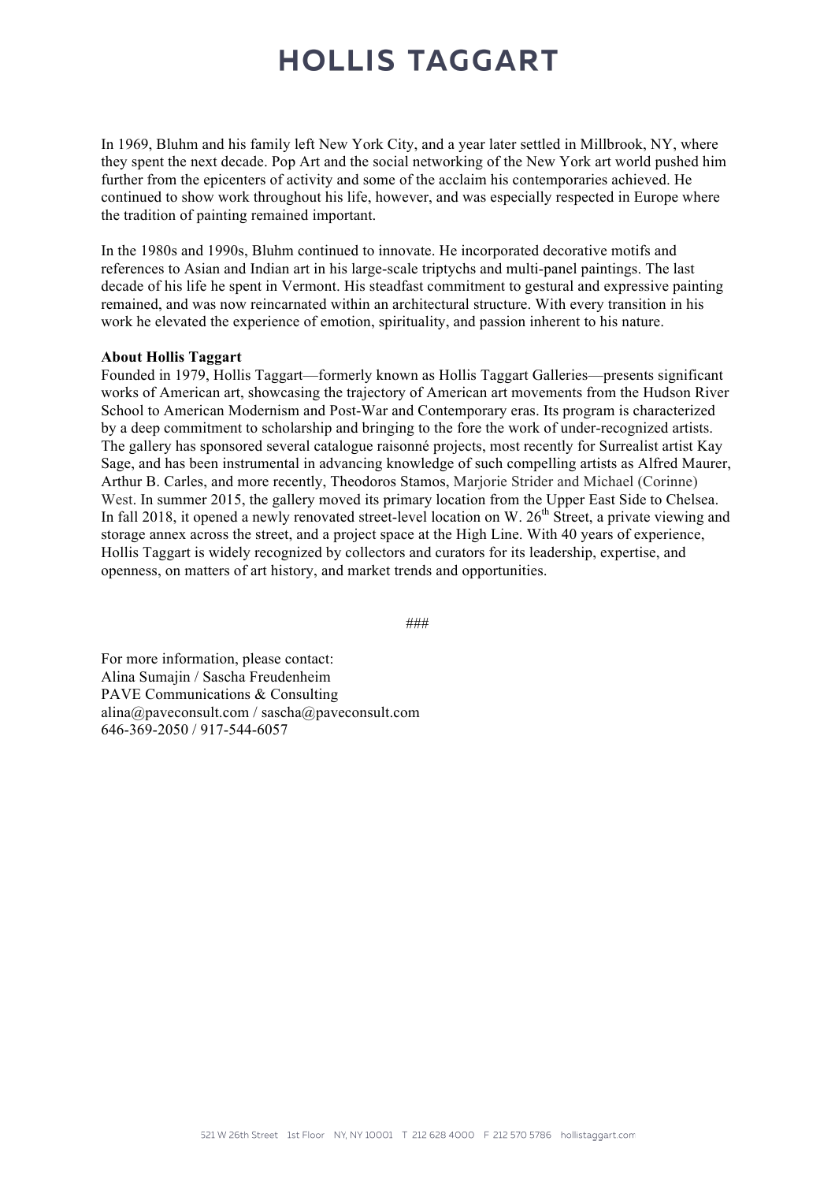In 1969, Bluhm and his family left New York City, and a year later settled in Millbrook, NY, where they spent the next decade. Pop Art and the social networking of the New York art world pushed him further from the epicenters of activity and some of the acclaim his contemporaries achieved. He continued to show work throughout his life, however, and was especially respected in Europe where the tradition of painting remained important.

In the 1980s and 1990s, Bluhm continued to innovate. He incorporated decorative motifs and references to Asian and Indian art in his large-scale triptychs and multi-panel paintings. The last decade of his life he spent in Vermont. His steadfast commitment to gestural and expressive painting remained, and was now reincarnated within an architectural structure. With every transition in his work he elevated the experience of emotion, spirituality, and passion inherent to his nature.

**About Hollis Taggart**
Founded in 1979, Hollis Taggart—formerly known as Hollis Taggart Galleries—presents significant works of American art, showcasing the trajectory of American art movements from the Hudson River School to American Modernism and Post-War and Contemporary eras. Its program is characterized by a deep commitment to scholarship and bringing to the fore the work of under-recognized artists. The gallery has sponsored several catalogue raisonné projects, most recently for Surrealist artist Kay Sage, and has been instrumental in advancing knowledge of such compelling artists as Alfred Maurer, Arthur B. Carles, and more recently, Theodoros Stamos, Marjorie Strider and Michael (Corinne) West. In summer 2015, the gallery moved its primary location from the Upper East Side to Chelsea. In fall 2018, it opened a newly renovated street-level location on W. 26th Street, a private viewing and storage annex across the street, and a project space at the High Line. With 40 years of experience, Hollis Taggart is widely recognized by collectors and curators for its leadership, expertise, and openness, on matters of art history, and market trends and opportunities.

###

For more information, please contact:
Alina Sumajin / Sascha Freudenheim
PAVE Communications & Consulting
alina@paveconsult.com / sascha@paveconsult.com
646-369-2050 / 917-544-6057